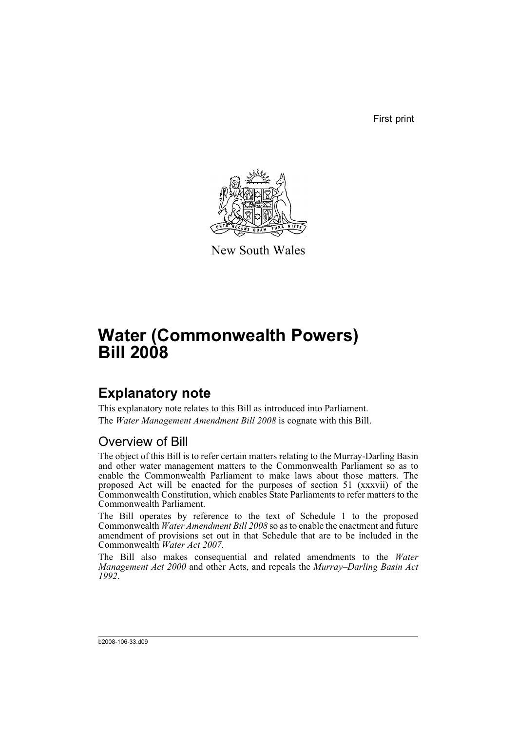First print

New South Wales

# Water (Commonwealth Powers) Bill 2008

## Explanatory note

This explanatory note relates to this Bill as introduced into Parliament.

The *Water Management Amendment Bill 2008* is cognate with this Bill.

### Overview of Bill

The object of this Bill is to refer certain matters relating to the Murray-Darling Basin and other water management matters to the Commonwealth Parliament so as to enable the Commonwealth Parliament to make laws about those matters. The proposed Act will be enacted for the purposes of section 51 (xxxvii) of the Commonwealth Constitution, which enables State Parliaments to refer matters to the Commonwealth Parliament.

The Bill operates by reference to the text of Schedule 1 to the proposed Commonwealth *Water Amendment Bill 2008* so as to enable the enactment and future amendment of provisions set out in that Schedule that are to be included in the Commonwealth *Water Act 2007*.

The Bill also makes consequential and related amendments to the *Water Management Act 2000* and other Acts, and repeals the *Murray–Darling Basin Act 1992*.

b2008-106-33.d09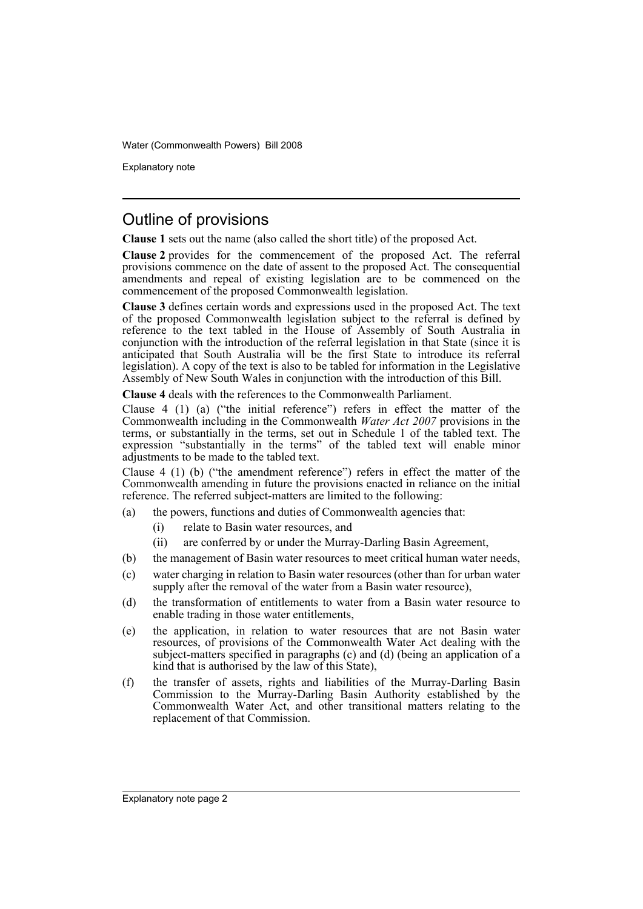## Outline of provisions

**Clause 1** sets out the name (also called the short title) of the proposed Act.

**Clause 2** provides for the commencement of the proposed Act. The referral provisions commence on the date of assent to the proposed Act. The consequential amendments and repeal of existing legislation are to be commenced on the commencement of the proposed Commonwealth legislation.

**Clause 3** defines certain words and expressions used in the proposed Act. The text of the proposed Commonwealth legislation subject to the referral is defined by reference to the text tabled in the House of Assembly of South Australia in conjunction with the introduction of the referral legislation in that State (since it is anticipated that South Australia will be the first State to introduce its referral legislation). A copy of the text is also to be tabled for information in the Legislative Assembly of New South Wales in conjunction with the introduction of this Bill.

**Clause 4** deals with the references to the Commonwealth Parliament.

Clause 4 (1) (a) ("the initial reference") refers in effect the matter of the Commonwealth including in the Commonwealth *Water Act 2007* provisions in the terms, or substantially in the terms, set out in Schedule 1 of the tabled text. The expression "substantially in the terms" of the tabled text will enable minor adjustments to be made to the tabled text.

Clause 4 (1) (b) ("the amendment reference") refers in effect the matter of the Commonwealth amending in future the provisions enacted in reliance on the initial reference. The referred subject-matters are limited to the following:

(a) the powers, functions and duties of Commonwealth agencies that:
   (i) relate to Basin water resources, and
   (ii) are conferred by or under the Murray-Darling Basin Agreement,

(b) the management of Basin water resources to meet critical human water needs,

(c) water charging in relation to Basin water resources (other than for urban water supply after the removal of the water from a Basin water resource),

(d) the transformation of entitlements to water from a Basin water resource to enable trading in those water entitlements,

(e) the application, in relation to water resources that are not Basin water resources, of provisions of the Commonwealth Water Act dealing with the subject-matters specified in paragraphs (c) and (d) (being an application of a kind that is authorised by the law of this State),

(f) the transfer of assets, rights and liabilities of the Murray-Darling Basin Commission to the Murray-Darling Basin Authority established by the Commonwealth Water Act, and other transitional matters relating to the replacement of that Commission.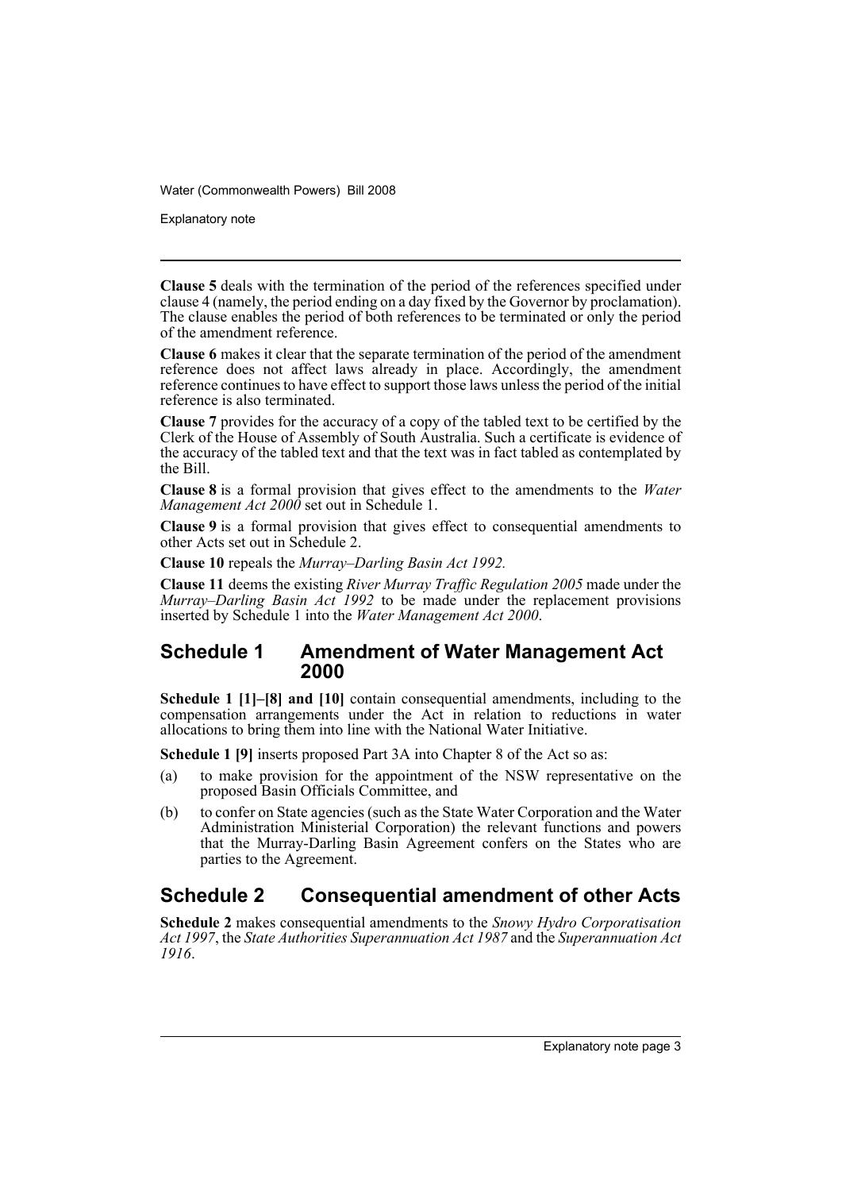**Clause 5** deals with the termination of the period of the references specified under clause 4 (namely, the period ending on a day fixed by the Governor by proclamation). The clause enables the period of both references to be terminated or only the period of the amendment reference.

**Clause 6** makes it clear that the separate termination of the period of the amendment reference does not affect laws already in place. Accordingly, the amendment reference continues to have effect to support those laws unless the period of the initial reference is also terminated.

**Clause 7** provides for the accuracy of a copy of the tabled text to be certified by the Clerk of the House of Assembly of South Australia. Such a certificate is evidence of the accuracy of the tabled text and that the text was in fact tabled as contemplated by the Bill.

**Clause 8** is a formal provision that gives effect to the amendments to the *Water Management Act 2000* set out in Schedule 1.

**Clause 9** is a formal provision that gives effect to consequential amendments to other Acts set out in Schedule 2.

**Clause 10** repeals the *Murray–Darling Basin Act 1992.*

**Clause 11** deems the existing *River Murray Traffic Regulation 2005* made under the *Murray–Darling Basin Act 1992* to be made under the replacement provisions inserted by Schedule 1 into the *Water Management Act 2000*.

## Schedule 1 Amendment of Water Management Act 2000

**Schedule 1 [1]–[8] and [10]** contain consequential amendments, including to the compensation arrangements under the Act in relation to reductions in water allocations to bring them into line with the National Water Initiative.

**Schedule 1 [9]** inserts proposed Part 3A into Chapter 8 of the Act so as:

(a) to make provision for the appointment of the NSW representative on the proposed Basin Officials Committee, and

(b) to confer on State agencies (such as the State Water Corporation and the Water Administration Ministerial Corporation) the relevant functions and powers that the Murray-Darling Basin Agreement confers on the States who are parties to the Agreement.

## Schedule 2 Consequential amendment of other Acts

**Schedule 2** makes consequential amendments to the *Snowy Hydro Corporatisation Act 1997*, the *State Authorities Superannuation Act 1987* and the *Superannuation Act 1916*.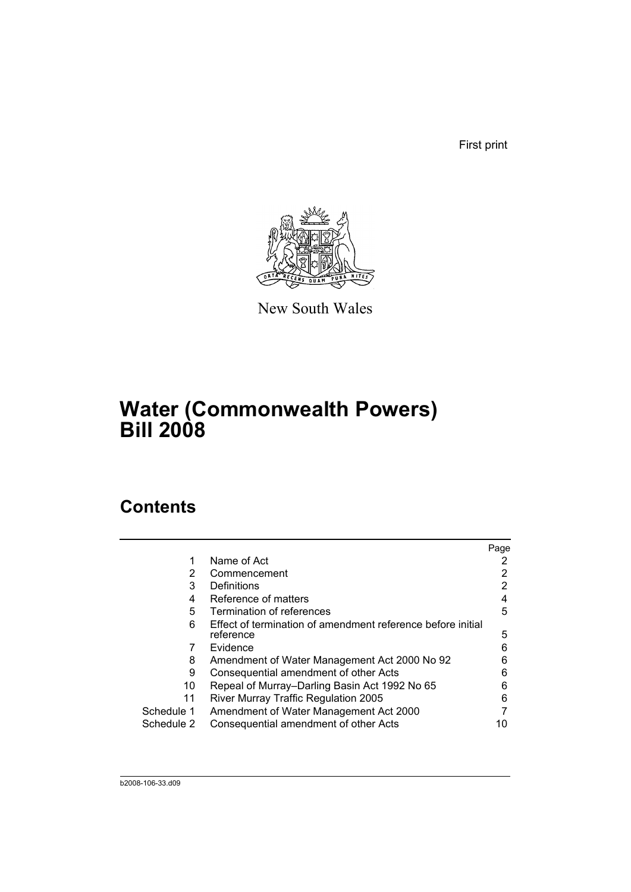First print

New South Wales

# Water (Commonwealth Powers) Bill 2008

## Contents

| | | Page |
|---|---|---|
| 1 | Name of Act | 2 |
| 2 | Commencement | 2 |
| 3 | Definitions | 2 |
| 4 | Reference of matters | 4 |
| 5 | Termination of references | 5 |
| 6 | Effect of termination of amendment reference before initial reference | 5 |
| 7 | Evidence | 6 |
| 8 | Amendment of Water Management Act 2000 No 92 | 6 |
| 9 | Consequential amendment of other Acts | 6 |
| 10 | Repeal of Murray–Darling Basin Act 1992 No 65 | 6 |
| 11 | River Murray Traffic Regulation 2005 | 6 |
| Schedule 1 | Amendment of Water Management Act 2000 | 7 |
| Schedule 2 | Consequential amendment of other Acts | 10 |

b2008-106-33.d09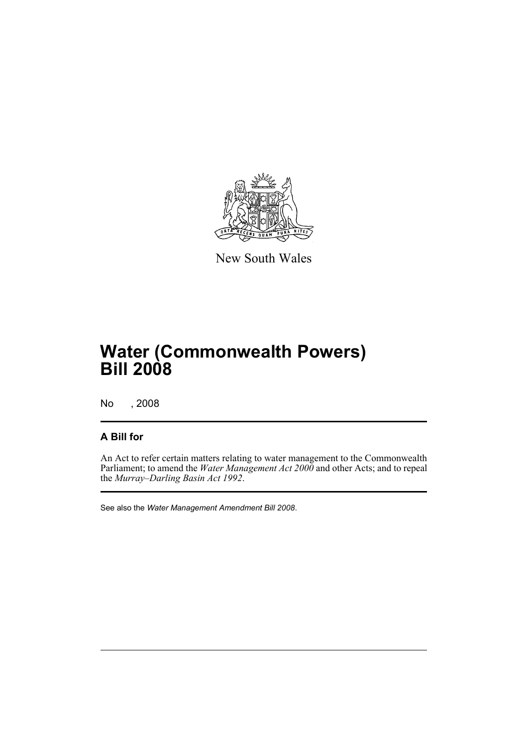New South Wales

# Water (Commonwealth Powers) Bill 2008

No , 2008

## A Bill for

An Act to refer certain matters relating to water management to the Commonwealth Parliament; to amend the *Water Management Act 2000* and other Acts; and to repeal the *Murray–Darling Basin Act 1992*.

See also the *Water Management Amendment Bill 2008*.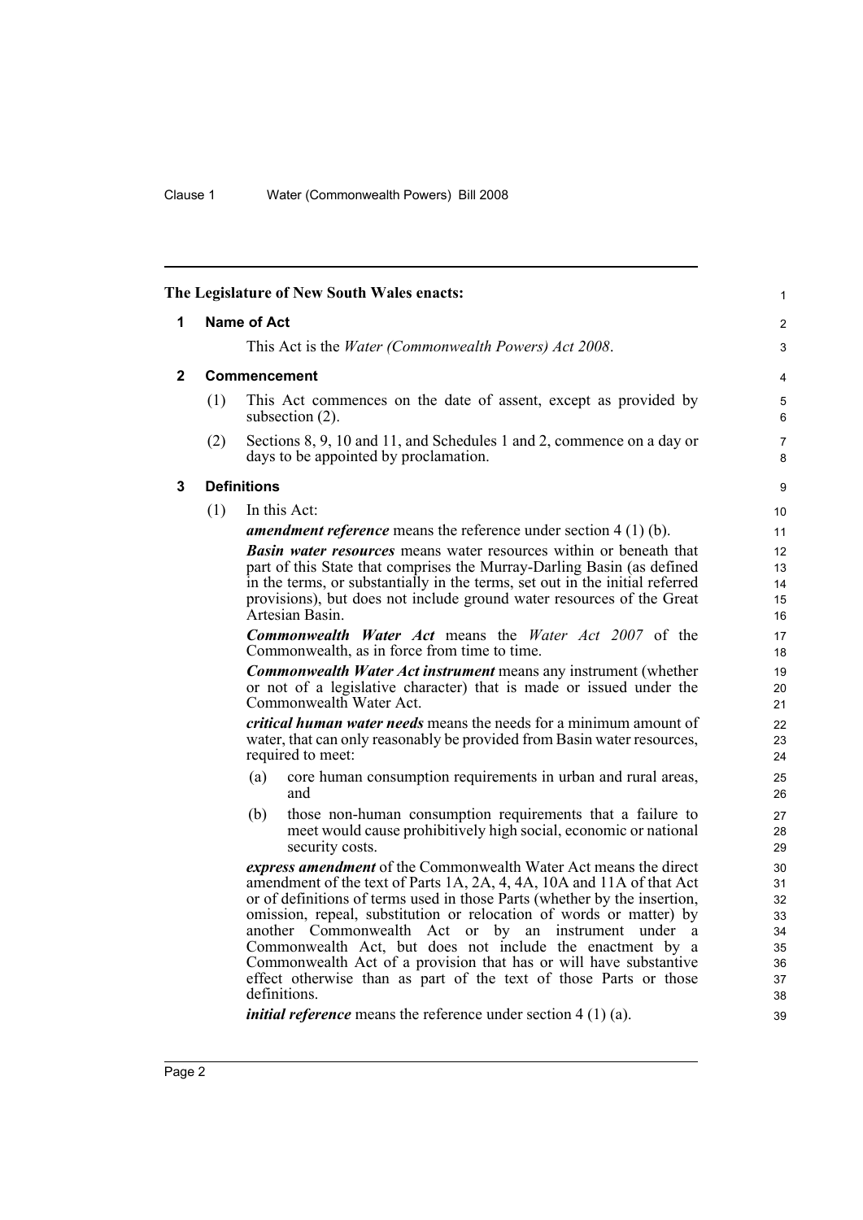The Legislature of New South Wales enacts:

## 1 Name of Act

This Act is the *Water (Commonwealth Powers) Act 2008*.

## 2 Commencement

(1) This Act commences on the date of assent, except as provided by subsection (2).

(2) Sections 8, 9, 10 and 11, and Schedules 1 and 2, commence on a day or days to be appointed by proclamation.

## 3 Definitions

(1) In this Act:

***amendment reference*** means the reference under section 4 (1) (b).

***Basin water resources*** means water resources within or beneath that part of this State that comprises the Murray-Darling Basin (as defined in the terms, or substantially in the terms, set out in the initial referred provisions), but does not include ground water resources of the Great Artesian Basin.

***Commonwealth Water Act*** means the *Water Act 2007* of the Commonwealth, as in force from time to time.

***Commonwealth Water Act instrument*** means any instrument (whether or not of a legislative character) that is made or issued under the Commonwealth Water Act.

***critical human water needs*** means the needs for a minimum amount of water, that can only reasonably be provided from Basin water resources, required to meet:

(a) core human consumption requirements in urban and rural areas, and

(b) those non-human consumption requirements that a failure to meet would cause prohibitively high social, economic or national security costs.

***express amendment*** of the Commonwealth Water Act means the direct amendment of the text of Parts 1A, 2A, 4, 4A, 10A and 11A of that Act or of definitions of terms used in those Parts (whether by the insertion, omission, repeal, substitution or relocation of words or matter) by another Commonwealth Act or by an instrument under a Commonwealth Act, but does not include the enactment by a Commonwealth Act of a provision that has or will have substantive effect otherwise than as part of the text of those Parts or those definitions.

***initial reference*** means the reference under section 4 (1) (a).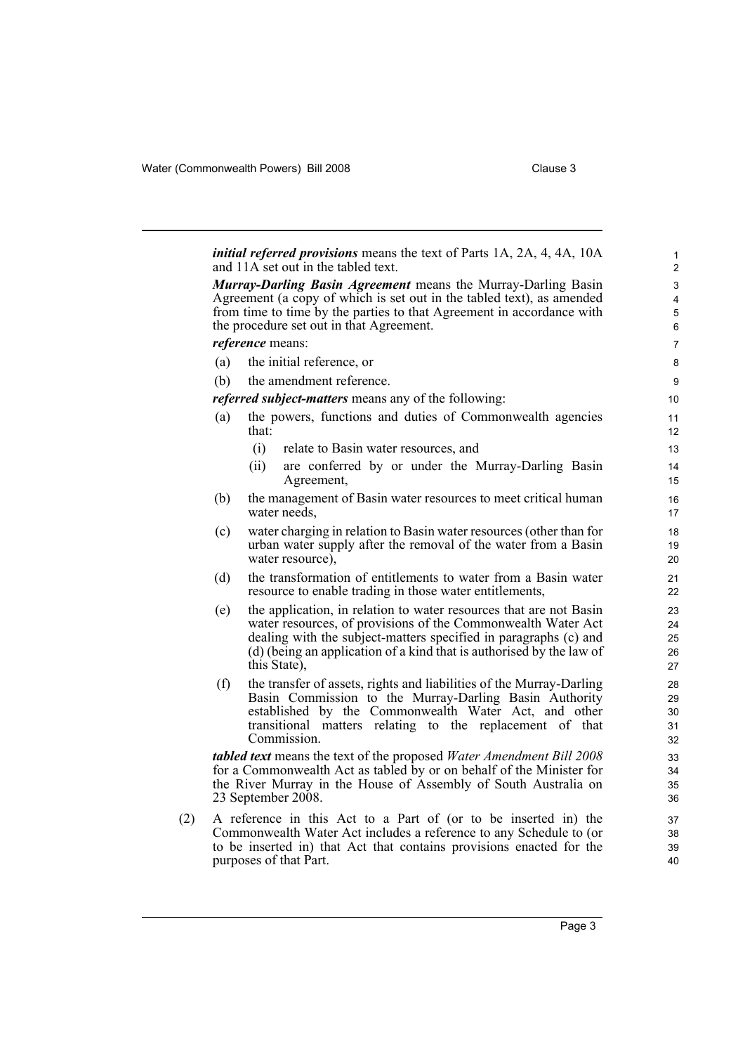***initial referred provisions*** means the text of Parts 1A, 2A, 4, 4A, 10A and 11A set out in the tabled text.

***Murray-Darling Basin Agreement*** means the Murray-Darling Basin Agreement (a copy of which is set out in the tabled text), as amended from time to time by the parties to that Agreement in accordance with the procedure set out in that Agreement.

***reference*** means:

(a) the initial reference, or

(b) the amendment reference.

***referred subject-matters*** means any of the following:

(a) the powers, functions and duties of Commonwealth agencies that:

  (i) relate to Basin water resources, and

  (ii) are conferred by or under the Murray-Darling Basin Agreement,

(b) the management of Basin water resources to meet critical human water needs,

(c) water charging in relation to Basin water resources (other than for urban water supply after the removal of the water from a Basin water resource),

(d) the transformation of entitlements to water from a Basin water resource to enable trading in those water entitlements,

(e) the application, in relation to water resources that are not Basin water resources, of provisions of the Commonwealth Water Act dealing with the subject-matters specified in paragraphs (c) and (d) (being an application of a kind that is authorised by the law of this State),

(f) the transfer of assets, rights and liabilities of the Murray-Darling Basin Commission to the Murray-Darling Basin Authority established by the Commonwealth Water Act, and other transitional matters relating to the replacement of that Commission.

***tabled text*** means the text of the proposed *Water Amendment Bill 2008* for a Commonwealth Act as tabled by or on behalf of the Minister for the River Murray in the House of Assembly of South Australia on 23 September 2008.

(2) A reference in this Act to a Part of (or to be inserted in) the Commonwealth Water Act includes a reference to any Schedule to (or to be inserted in) that Act that contains provisions enacted for the purposes of that Part.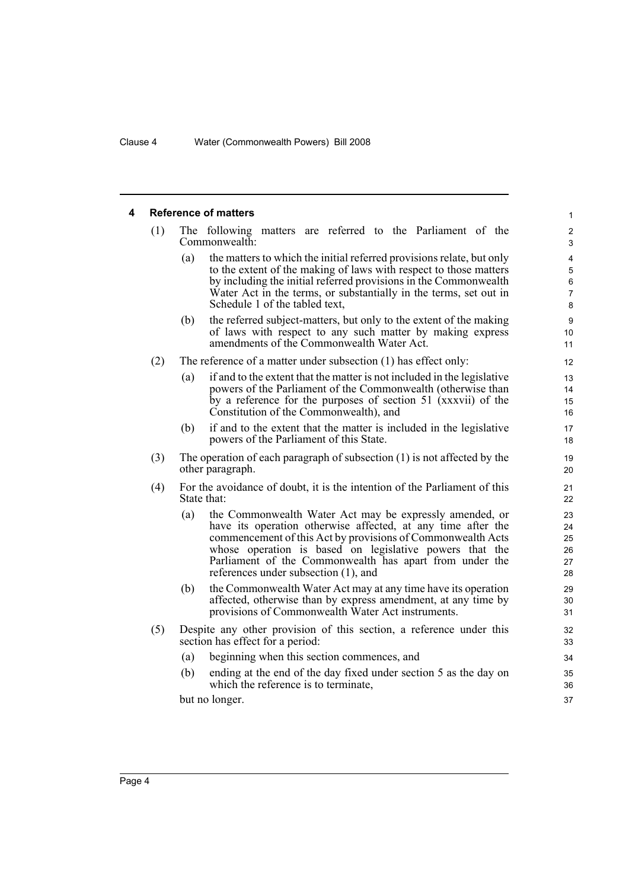## 4 Reference of matters

(1) The following matters are referred to the Parliament of the Commonwealth:

(a) the matters to which the initial referred provisions relate, but only to the extent of the making of laws with respect to those matters by including the initial referred provisions in the Commonwealth Water Act in the terms, or substantially in the terms, set out in Schedule 1 of the tabled text,

(b) the referred subject-matters, but only to the extent of the making of laws with respect to any such matter by making express amendments of the Commonwealth Water Act.

(2) The reference of a matter under subsection (1) has effect only:

(a) if and to the extent that the matter is not included in the legislative powers of the Parliament of the Commonwealth (otherwise than by a reference for the purposes of section 51 (xxxvii) of the Constitution of the Commonwealth), and

(b) if and to the extent that the matter is included in the legislative powers of the Parliament of this State.

(3) The operation of each paragraph of subsection (1) is not affected by the other paragraph.

(4) For the avoidance of doubt, it is the intention of the Parliament of this State that:

(a) the Commonwealth Water Act may be expressly amended, or have its operation otherwise affected, at any time after the commencement of this Act by provisions of Commonwealth Acts whose operation is based on legislative powers that the Parliament of the Commonwealth has apart from under the references under subsection (1), and

(b) the Commonwealth Water Act may at any time have its operation affected, otherwise than by express amendment, at any time by provisions of Commonwealth Water Act instruments.

(5) Despite any other provision of this section, a reference under this section has effect for a period:

(a) beginning when this section commences, and

(b) ending at the end of the day fixed under section 5 as the day on which the reference is to terminate,

but no longer.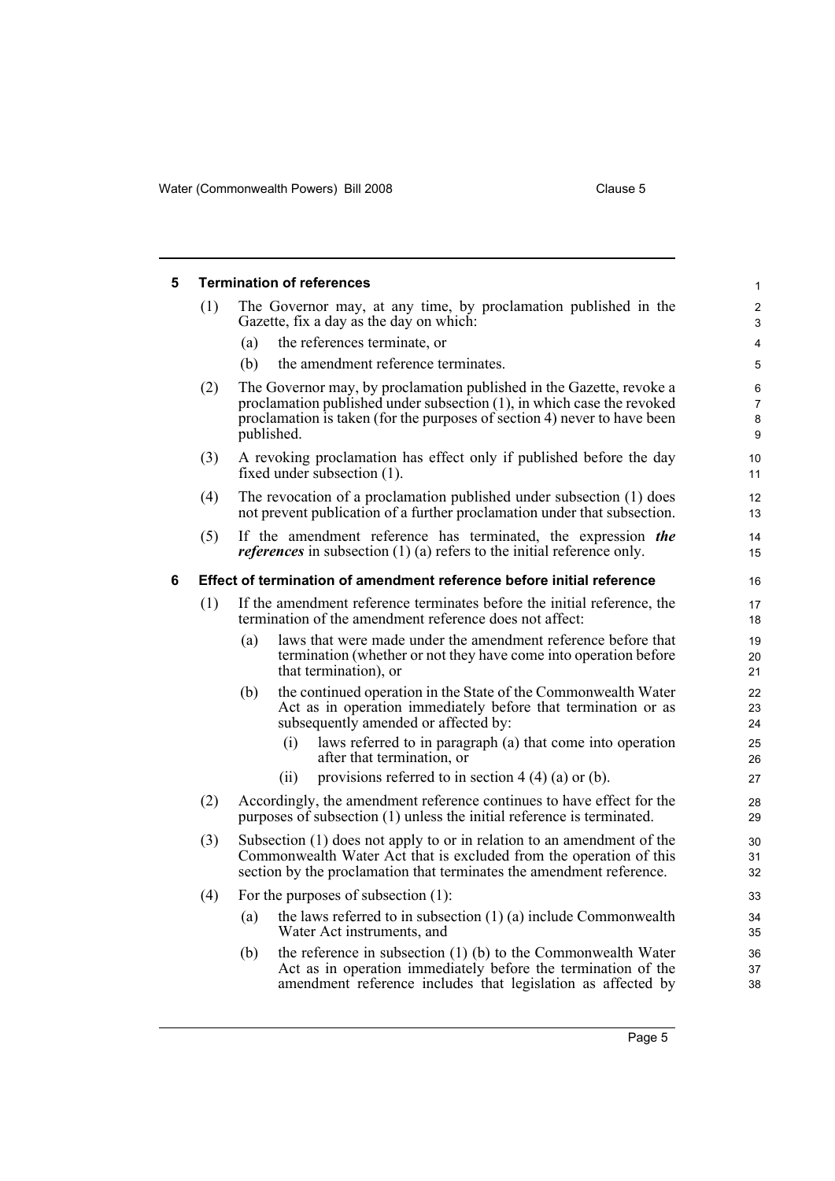## 5 Termination of references

(1) The Governor may, at any time, by proclamation published in the Gazette, fix a day as the day on which:

(a) the references terminate, or

(b) the amendment reference terminates.

(2) The Governor may, by proclamation published in the Gazette, revoke a proclamation published under subsection (1), in which case the revoked proclamation is taken (for the purposes of section 4) never to have been published.

(3) A revoking proclamation has effect only if published before the day fixed under subsection (1).

(4) The revocation of a proclamation published under subsection (1) does not prevent publication of a further proclamation under that subsection.

(5) If the amendment reference has terminated, the expression ***the references*** in subsection (1) (a) refers to the initial reference only.

## 6 Effect of termination of amendment reference before initial reference

(1) If the amendment reference terminates before the initial reference, the termination of the amendment reference does not affect:

(a) laws that were made under the amendment reference before that termination (whether or not they have come into operation before that termination), or

(b) the continued operation in the State of the Commonwealth Water Act as in operation immediately before that termination or as subsequently amended or affected by:

(i) laws referred to in paragraph (a) that come into operation after that termination, or

(ii) provisions referred to in section 4 (4) (a) or (b).

(2) Accordingly, the amendment reference continues to have effect for the purposes of subsection (1) unless the initial reference is terminated.

(3) Subsection (1) does not apply to or in relation to an amendment of the Commonwealth Water Act that is excluded from the operation of this section by the proclamation that terminates the amendment reference.

(4) For the purposes of subsection (1):

(a) the laws referred to in subsection (1) (a) include Commonwealth Water Act instruments, and

(b) the reference in subsection (1) (b) to the Commonwealth Water Act as in operation immediately before the termination of the amendment reference includes that legislation as affected by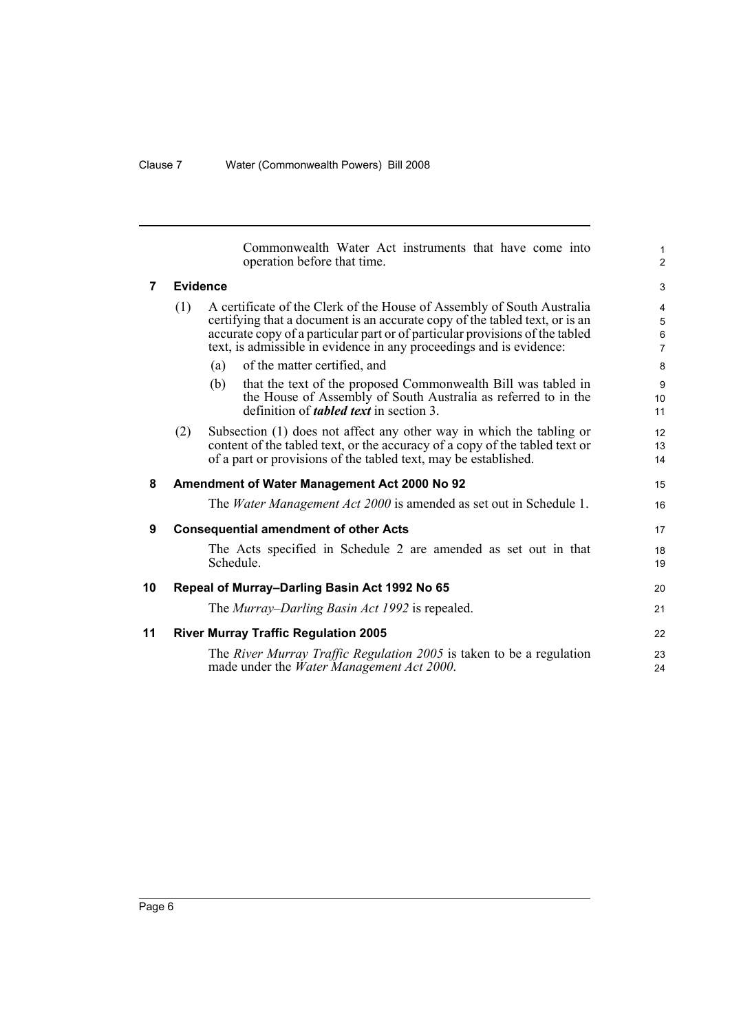Commonwealth Water Act instruments that have come into operation before that time.

## 7 Evidence

(1) A certificate of the Clerk of the House of Assembly of South Australia certifying that a document is an accurate copy of the tabled text, or is an accurate copy of a particular part or of particular provisions of the tabled text, is admissible in evidence in any proceedings and is evidence:

(a) of the matter certified, and

(b) that the text of the proposed Commonwealth Bill was tabled in the House of Assembly of South Australia as referred to in the definition of ***tabled text*** in section 3.

(2) Subsection (1) does not affect any other way in which the tabling or content of the tabled text, or the accuracy of a copy of the tabled text or of a part or provisions of the tabled text, may be established.

## 8 Amendment of Water Management Act 2000 No 92

The *Water Management Act 2000* is amended as set out in Schedule 1.

## 9 Consequential amendment of other Acts

The Acts specified in Schedule 2 are amended as set out in that Schedule.

## 10 Repeal of Murray–Darling Basin Act 1992 No 65

The *Murray–Darling Basin Act 1992* is repealed.

## 11 River Murray Traffic Regulation 2005

The *River Murray Traffic Regulation 2005* is taken to be a regulation made under the *Water Management Act 2000*.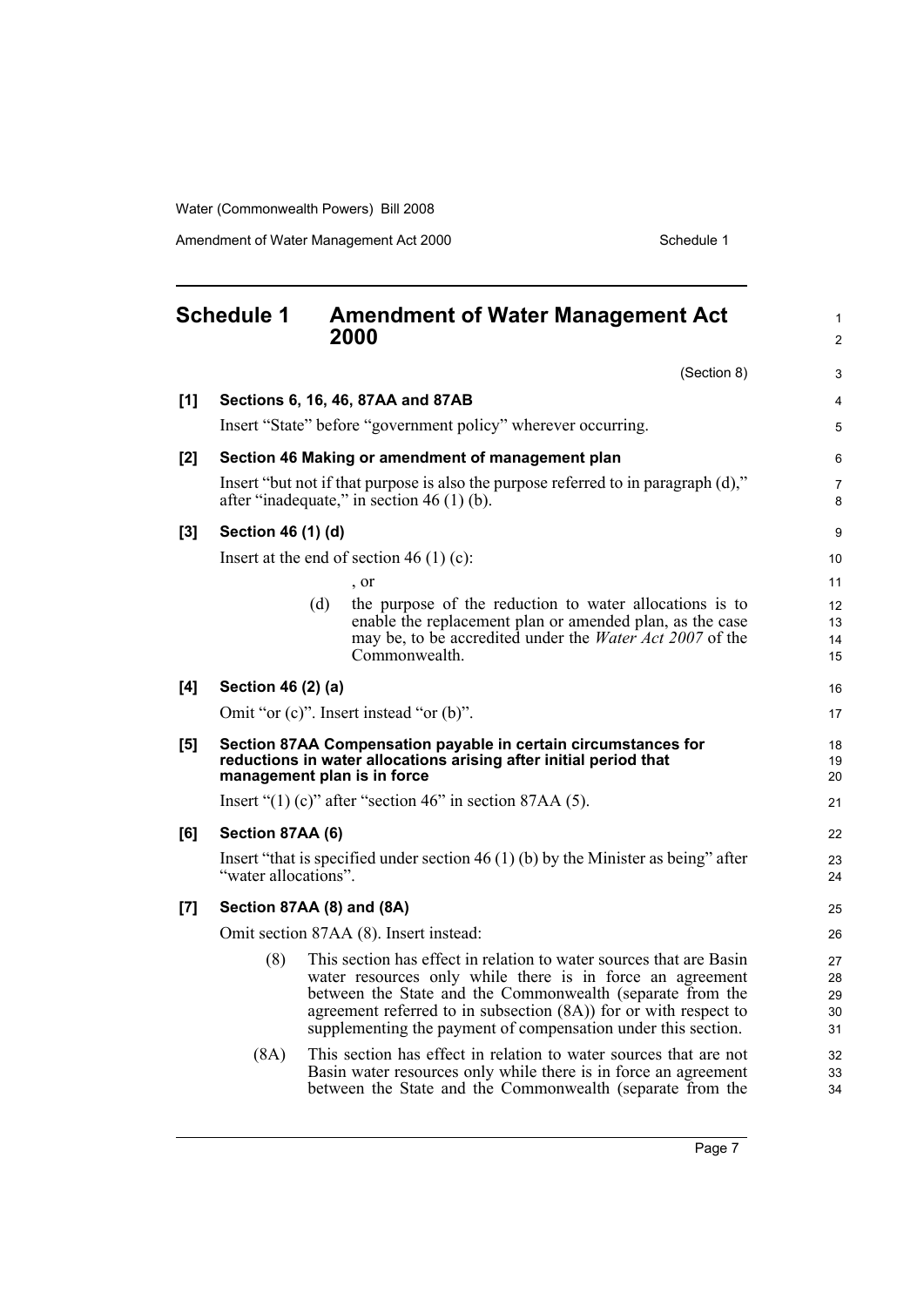## Schedule 1 Amendment of Water Management Act 2000

(Section 8)

**[1] Sections 6, 16, 46, 87AA and 87AB**

Insert "State" before "government policy" wherever occurring.

**[2] Section 46 Making or amendment of management plan**

Insert "but not if that purpose is also the purpose referred to in paragraph (d)," after "inadequate," in section 46 (1) (b).

**[3] Section 46 (1) (d)**

Insert at the end of section 46 (1) (c):

, or

(d) the purpose of the reduction to water allocations is to enable the replacement plan or amended plan, as the case may be, to be accredited under the *Water Act 2007* of the Commonwealth.

**[4] Section 46 (2) (a)**

Omit "or (c)". Insert instead "or (b)".

**[5] Section 87AA Compensation payable in certain circumstances for reductions in water allocations arising after initial period that management plan is in force**

Insert "(1) (c)" after "section 46" in section 87AA (5).

**[6] Section 87AA (6)**

Insert "that is specified under section 46 (1) (b) by the Minister as being" after "water allocations".

**[7] Section 87AA (8) and (8A)**

Omit section 87AA (8). Insert instead:

(8) This section has effect in relation to water sources that are Basin water resources only while there is in force an agreement between the State and the Commonwealth (separate from the agreement referred to in subsection (8A)) for or with respect to supplementing the payment of compensation under this section.

(8A) This section has effect in relation to water sources that are not Basin water resources only while there is in force an agreement between the State and the Commonwealth (separate from the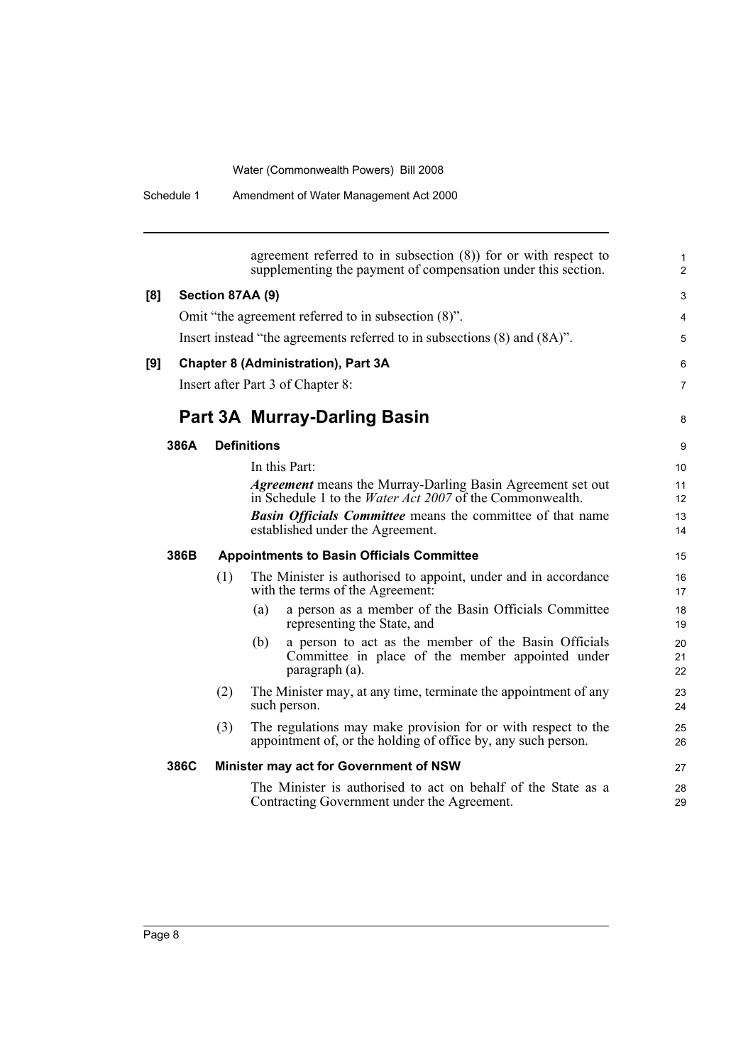agreement referred to in subsection (8)) for or with respect to supplementing the payment of compensation under this section.

**[8] Section 87AA (9)**

Omit "the agreement referred to in subsection (8)".

Insert instead "the agreements referred to in subsections (8) and (8A)".

**[9] Chapter 8 (Administration), Part 3A**

Insert after Part 3 of Chapter 8:

## Part 3A Murray-Darling Basin

**386A Definitions**

In this Part:

***Agreement*** means the Murray-Darling Basin Agreement set out in Schedule 1 to the *Water Act 2007* of the Commonwealth.

***Basin Officials Committee*** means the committee of that name established under the Agreement.

**386B Appointments to Basin Officials Committee**

(1) The Minister is authorised to appoint, under and in accordance with the terms of the Agreement:

(a) a person as a member of the Basin Officials Committee representing the State, and

(b) a person to act as the member of the Basin Officials Committee in place of the member appointed under paragraph (a).

(2) The Minister may, at any time, terminate the appointment of any such person.

(3) The regulations may make provision for or with respect to the appointment of, or the holding of office by, any such person.

**386C Minister may act for Government of NSW**

The Minister is authorised to act on behalf of the State as a Contracting Government under the Agreement.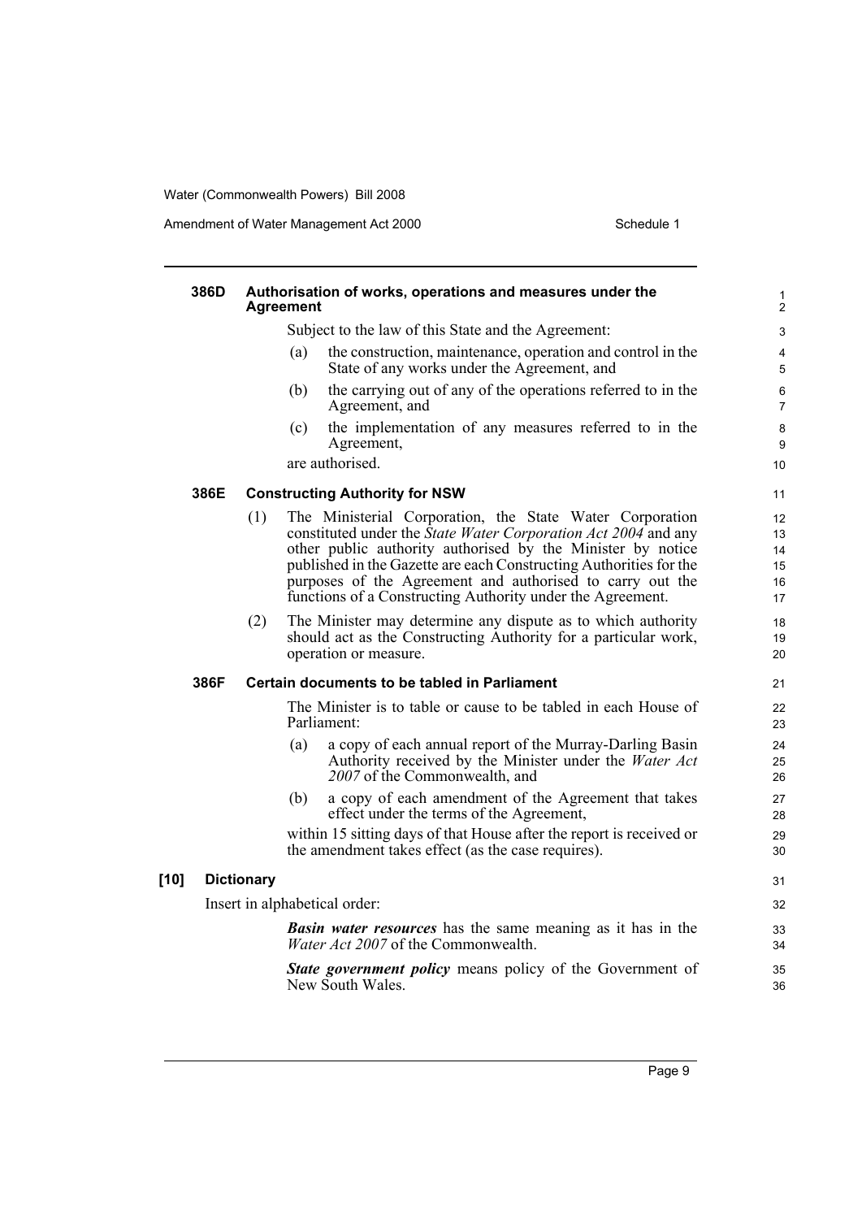### 386D Authorisation of works, operations and measures under the Agreement

Subject to the law of this State and the Agreement:

(a) the construction, maintenance, operation and control in the State of any works under the Agreement, and

(b) the carrying out of any of the operations referred to in the Agreement, and

(c) the implementation of any measures referred to in the Agreement,

are authorised.

### 386E Constructing Authority for NSW

(1) The Ministerial Corporation, the State Water Corporation constituted under the *State Water Corporation Act 2004* and any other public authority authorised by the Minister by notice published in the Gazette are each Constructing Authorities for the purposes of the Agreement and authorised to carry out the functions of a Constructing Authority under the Agreement.

(2) The Minister may determine any dispute as to which authority should act as the Constructing Authority for a particular work, operation or measure.

### 386F Certain documents to be tabled in Parliament

The Minister is to table or cause to be tabled in each House of Parliament:

(a) a copy of each annual report of the Murray-Darling Basin Authority received by the Minister under the *Water Act 2007* of the Commonwealth, and

(b) a copy of each amendment of the Agreement that takes effect under the terms of the Agreement,

within 15 sitting days of that House after the report is received or the amendment takes effect (as the case requires).

## [10] Dictionary

Insert in alphabetical order:

***Basin water resources*** has the same meaning as it has in the *Water Act 2007* of the Commonwealth.

***State government policy*** means policy of the Government of New South Wales.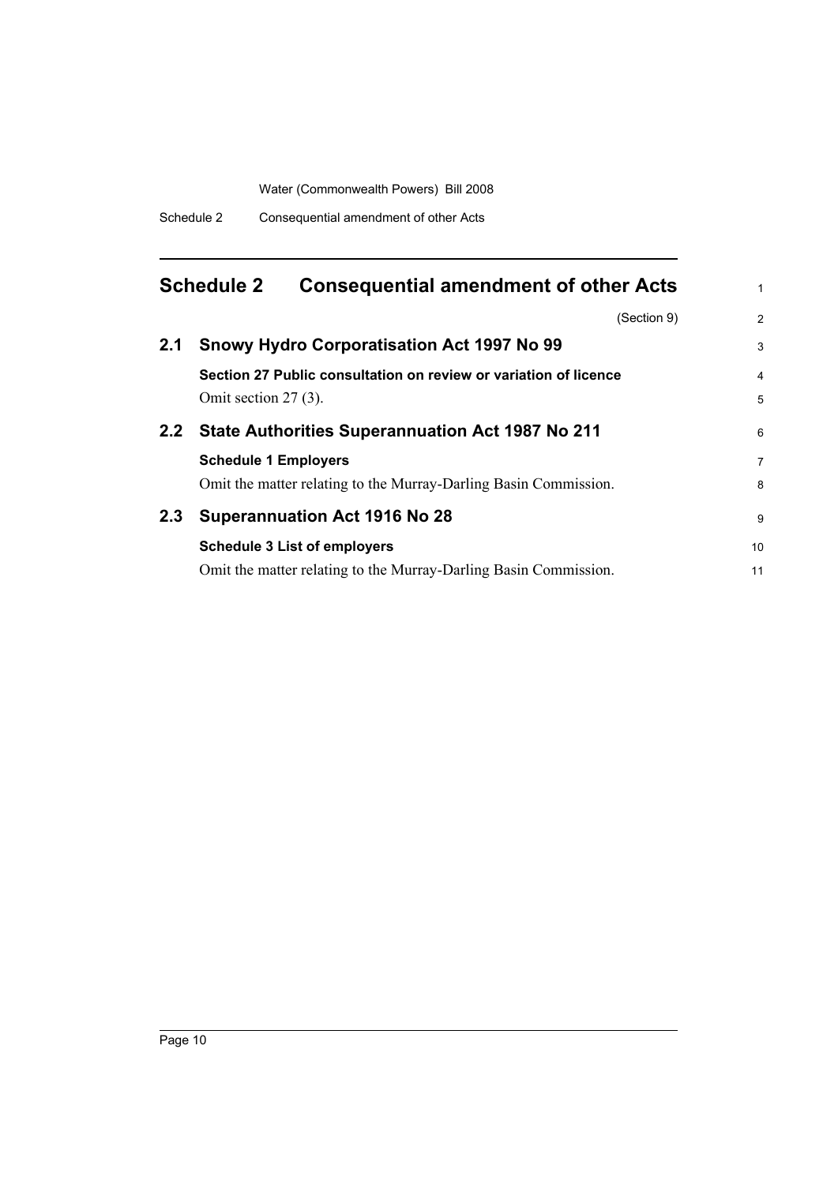## Schedule 2 Consequential amendment of other Acts

(Section 9)

### 2.1 Snowy Hydro Corporatisation Act 1997 No 99

**Section 27 Public consultation on review or variation of licence**

Omit section 27 (3).

### 2.2 State Authorities Superannuation Act 1987 No 211

**Schedule 1 Employers**

Omit the matter relating to the Murray-Darling Basin Commission.

### 2.3 Superannuation Act 1916 No 28

**Schedule 3 List of employers**

Omit the matter relating to the Murray-Darling Basin Commission.